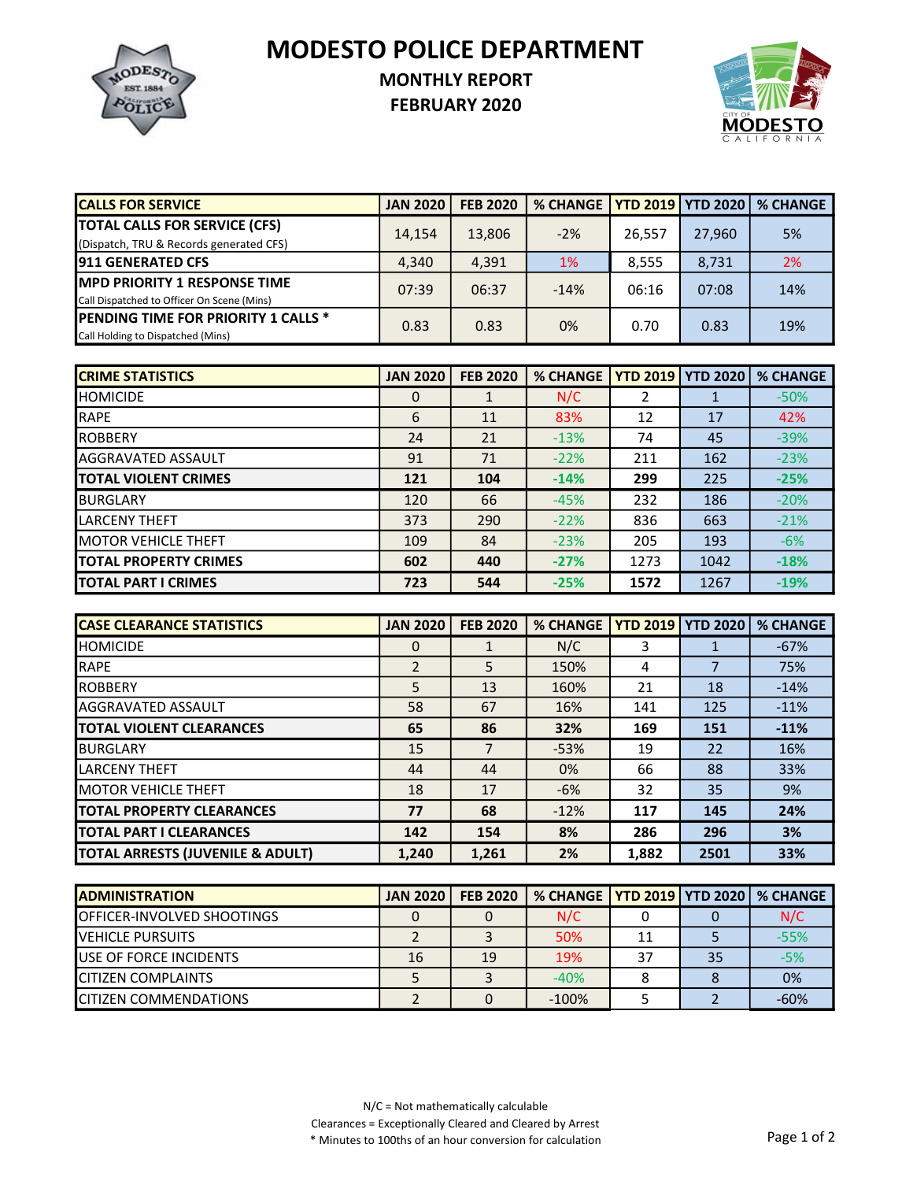# MODESTO POLICE DEPARTMENT

## MONTHLY REPORT

## FEBRUARY 2020

| CALLS FOR SERVICE | JAN 2020 | FEB 2020 | % CHANGE | YTD 2019 | YTD 2020 | % CHANGE |
|---|---|---|---|---|---|---|
| **TOTAL CALLS FOR SERVICE (CFS)** (Dispatch, TRU & Records generated CFS) | 14,154 | 13,806 | -2% | 26,557 | 27,960 | 5% |
| **911 GENERATED CFS** | 4,340 | 4,391 | 1% | 8,555 | 8,731 | 2% |
| **MPD PRIORITY 1 RESPONSE TIME** Call Dispatched to Officer On Scene (Mins) | 07:39 | 06:37 | -14% | 06:16 | 07:08 | 14% |
| **PENDING TIME FOR PRIORITY 1 CALLS *** Call Holding to Dispatched (Mins) | 0.83 | 0.83 | 0% | 0.70 | 0.83 | 19% |

| CRIME STATISTICS | JAN 2020 | FEB 2020 | % CHANGE | YTD 2019 | YTD 2020 | % CHANGE |
|---|---|---|---|---|---|---|
| HOMICIDE | 0 | 1 | N/C | 2 | 1 | -50% |
| RAPE | 6 | 11 | 83% | 12 | 17 | 42% |
| ROBBERY | 24 | 21 | -13% | 74 | 45 | -39% |
| AGGRAVATED ASSAULT | 91 | 71 | -22% | 211 | 162 | -23% |
| **TOTAL VIOLENT CRIMES** | **121** | **104** | **-14%** | **299** | 225 | **-25%** |
| BURGLARY | 120 | 66 | -45% | 232 | 186 | -20% |
| LARCENY THEFT | 373 | 290 | -22% | 836 | 663 | -21% |
| MOTOR VEHICLE THEFT | 109 | 84 | -23% | 205 | 193 | -6% |
| **TOTAL PROPERTY CRIMES** | **602** | **440** | **-27%** | 1273 | 1042 | **-18%** |
| **TOTAL PART I CRIMES** | **723** | **544** | **-25%** | **1572** | 1267 | **-19%** |

| CASE CLEARANCE STATISTICS | JAN 2020 | FEB 2020 | % CHANGE | YTD 2019 | YTD 2020 | % CHANGE |
|---|---|---|---|---|---|---|
| HOMICIDE | 0 | 1 | N/C | 3 | 1 | -67% |
| RAPE | 2 | 5 | 150% | 4 | 7 | 75% |
| ROBBERY | 5 | 13 | 160% | 21 | 18 | -14% |
| AGGRAVATED ASSAULT | 58 | 67 | 16% | 141 | 125 | -11% |
| **TOTAL VIOLENT CLEARANCES** | **65** | **86** | **32%** | **169** | **151** | **-11%** |
| BURGLARY | 15 | 7 | -53% | 19 | 22 | 16% |
| LARCENY THEFT | 44 | 44 | 0% | 66 | 88 | 33% |
| MOTOR VEHICLE THEFT | 18 | 17 | -6% | 32 | 35 | 9% |
| **TOTAL PROPERTY CLEARANCES** | **77** | **68** | -12% | **117** | **145** | **24%** |
| **TOTAL PART I CLEARANCES** | **142** | **154** | **8%** | **286** | **296** | **3%** |
| **TOTAL ARRESTS (JUVENILE & ADULT)** | **1,240** | **1,261** | **2%** | **1,882** | **2501** | **33%** |

| ADMINISTRATION | JAN 2020 | FEB 2020 | % CHANGE | YTD 2019 | YTD 2020 | % CHANGE |
|---|---|---|---|---|---|---|
| OFFICER-INVOLVED SHOOTINGS | 0 | 0 | N/C | 0 | 0 | N/C |
| VEHICLE PURSUITS | 2 | 3 | 50% | 11 | 5 | -55% |
| USE OF FORCE INCIDENTS | 16 | 19 | 19% | 37 | 35 | -5% |
| CITIZEN COMPLAINTS | 5 | 3 | -40% | 8 | 8 | 0% |
| CITIZEN COMMENDATIONS | 2 | 0 | -100% | 5 | 2 | -60% |

N/C = Not mathematically calculable

Clearances = Exceptionally Cleared and Cleared by Arrest

* Minutes to 100ths of an hour conversion for calculation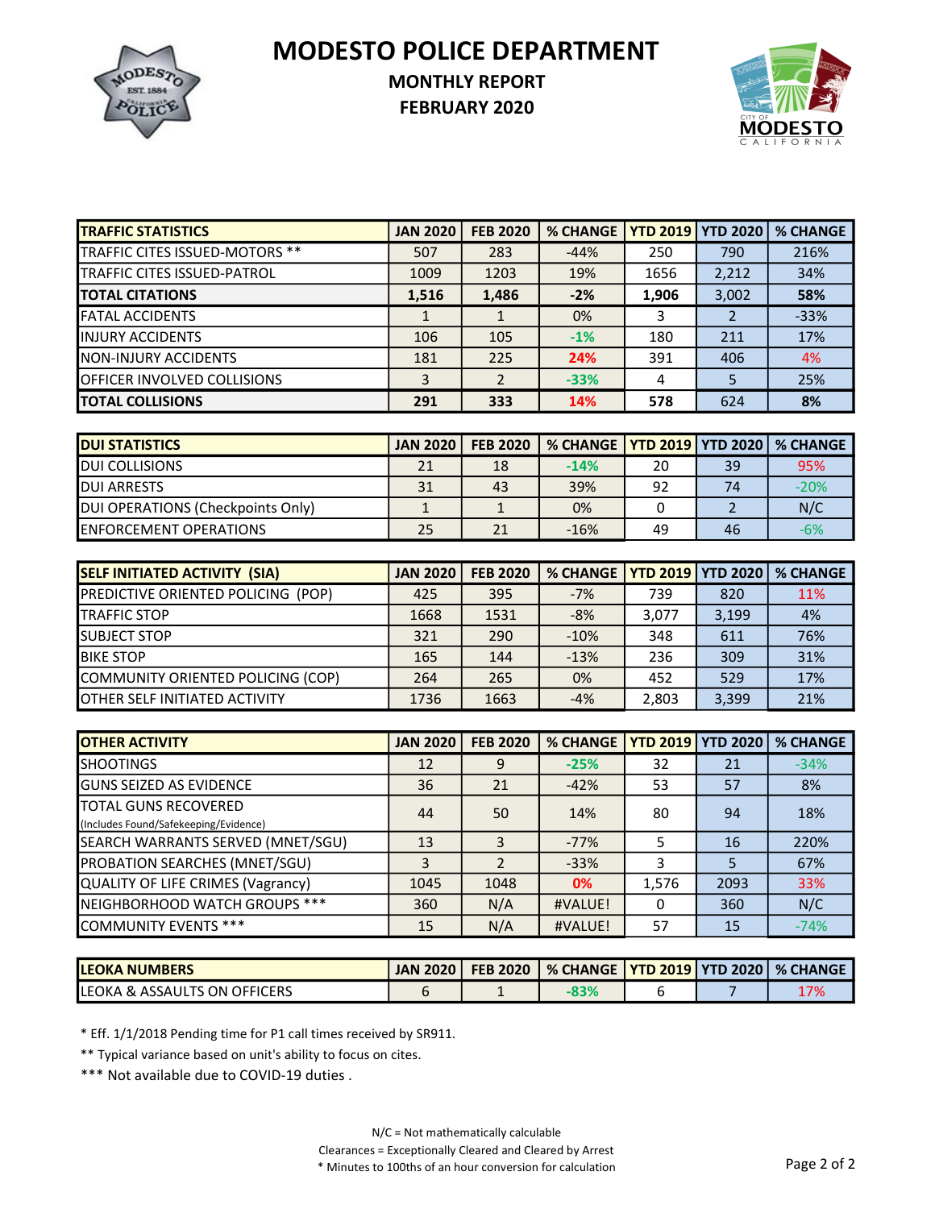# MODESTO POLICE DEPARTMENT

**MONTHLY REPORT**

**FEBRUARY 2020**

| TRAFFIC STATISTICS | JAN 2020 | FEB 2020 | % CHANGE | YTD 2019 | YTD 2020 | % CHANGE |
|---|---|---|---|---|---|---|
| TRAFFIC CITES ISSUED-MOTORS ** | 507 | 283 | -44% | 250 | 790 | 216% |
| TRAFFIC CITES ISSUED-PATROL | 1009 | 1203 | 19% | 1656 | 2,212 | 34% |
| **TOTAL CITATIONS** | **1,516** | **1,486** | **-2%** | **1,906** | 3,002 | **58%** |
| FATAL ACCIDENTS | 1 | 1 | 0% | 3 | 2 | -33% |
| INJURY ACCIDENTS | 106 | 105 | -1% | 180 | 211 | 17% |
| NON-INJURY ACCIDENTS | 181 | 225 | 24% | 391 | 406 | 4% |
| OFFICER INVOLVED COLLISIONS | 3 | 2 | -33% | 4 | 5 | 25% |
| **TOTAL COLLISIONS** | **291** | **333** | **14%** | **578** | 624 | **8%** |

| DUI STATISTICS | JAN 2020 | FEB 2020 | % CHANGE | YTD 2019 | YTD 2020 | % CHANGE |
|---|---|---|---|---|---|---|
| DUI COLLISIONS | 21 | 18 | -14% | 20 | 39 | 95% |
| DUI ARRESTS | 31 | 43 | 39% | 92 | 74 | -20% |
| DUI OPERATIONS (Checkpoints Only) | 1 | 1 | 0% | 0 | 2 | N/C |
| ENFORCEMENT OPERATIONS | 25 | 21 | -16% | 49 | 46 | -6% |

| SELF INITIATED ACTIVITY (SIA) | JAN 2020 | FEB 2020 | % CHANGE | YTD 2019 | YTD 2020 | % CHANGE |
|---|---|---|---|---|---|---|
| PREDICTIVE ORIENTED POLICING (POP) | 425 | 395 | -7% | 739 | 820 | 11% |
| TRAFFIC STOP | 1668 | 1531 | -8% | 3,077 | 3,199 | 4% |
| SUBJECT STOP | 321 | 290 | -10% | 348 | 611 | 76% |
| BIKE STOP | 165 | 144 | -13% | 236 | 309 | 31% |
| COMMUNITY ORIENTED POLICING (COP) | 264 | 265 | 0% | 452 | 529 | 17% |
| OTHER SELF INITIATED ACTIVITY | 1736 | 1663 | -4% | 2,803 | 3,399 | 21% |

| OTHER ACTIVITY | JAN 2020 | FEB 2020 | % CHANGE | YTD 2019 | YTD 2020 | % CHANGE |
|---|---|---|---|---|---|---|
| SHOOTINGS | 12 | 9 | -25% | 32 | 21 | -34% |
| GUNS SEIZED AS EVIDENCE | 36 | 21 | -42% | 53 | 57 | 8% |
| TOTAL GUNS RECOVERED (Includes Found/Safekeeping/Evidence) | 44 | 50 | 14% | 80 | 94 | 18% |
| SEARCH WARRANTS SERVED (MNET/SGU) | 13 | 3 | -77% | 5 | 16 | 220% |
| PROBATION SEARCHES (MNET/SGU) | 3 | 2 | -33% | 3 | 5 | 67% |
| QUALITY OF LIFE CRIMES (Vagrancy) | 1045 | 1048 | 0% | 1,576 | 2093 | 33% |
| NEIGHBORHOOD WATCH GROUPS *** | 360 | N/A | #VALUE! | 0 | 360 | N/C |
| COMMUNITY EVENTS *** | 15 | N/A | #VALUE! | 57 | 15 | -74% |

| LEOKA NUMBERS | JAN 2020 | FEB 2020 | % CHANGE | YTD 2019 | YTD 2020 | % CHANGE |
|---|---|---|---|---|---|---|
| LEOKA & ASSAULTS ON OFFICERS | 6 | 1 | -83% | 6 | 7 | 17% |

\* Eff. 1/1/2018 Pending time for P1 call times received by SR911.

\*\* Typical variance based on unit's ability to focus on cites.

\*\*\* Not available due to COVID-19 duties .

N/C = Not mathematically calculable

Clearances = Exceptionally Cleared and Cleared by Arrest

\* Minutes to 100ths of an hour conversion for calculation